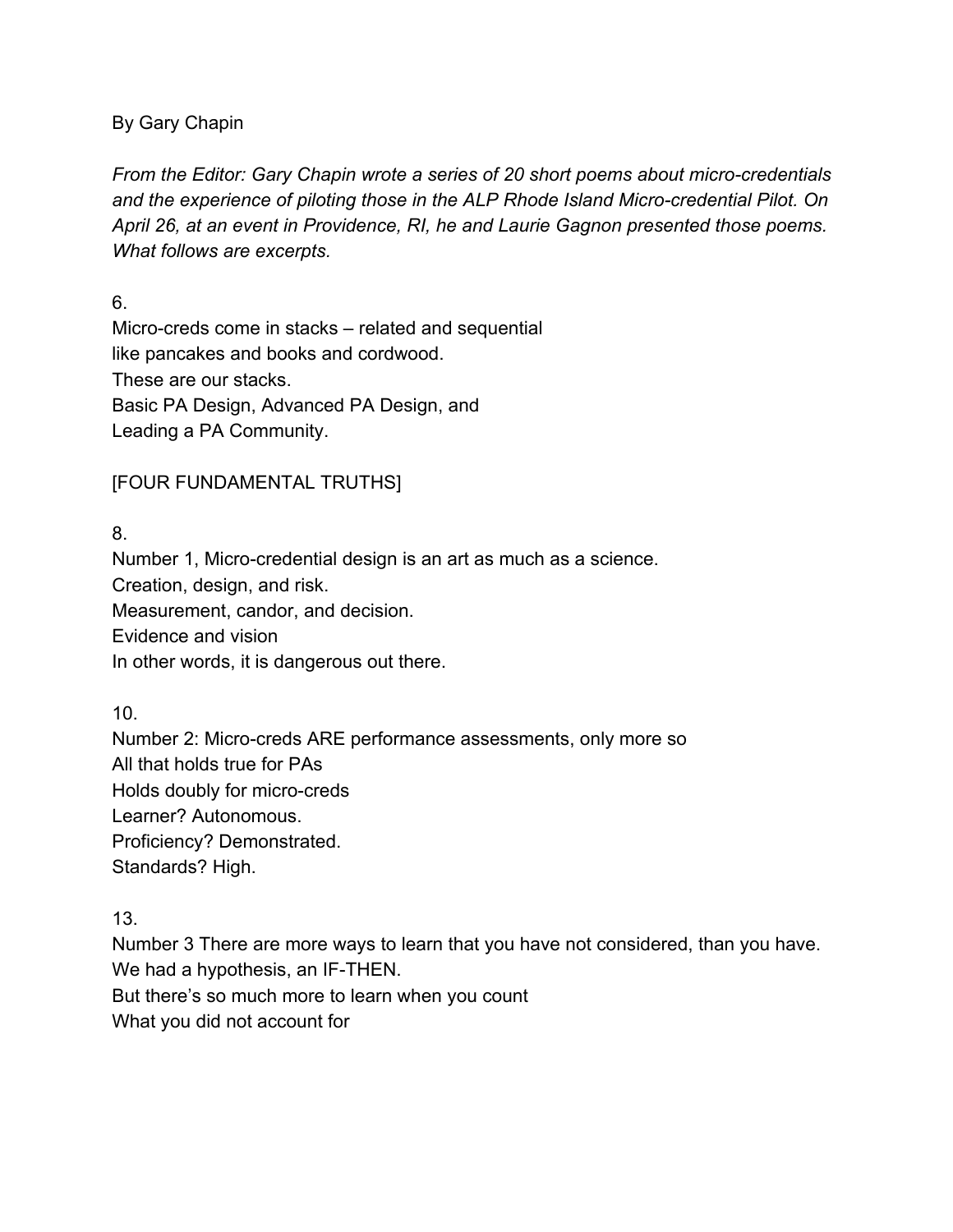By Gary Chapin

*From the Editor: Gary Chapin wrote a series of 20 short poems about micro-credentials and the experience of piloting those in the ALP Rhode Island Micro-credential Pilot. On April 26, at an event in Providence, RI, he and Laurie Gagnon presented those poems. What follows are excerpts.*

6.  
Micro-creds come in stacks – related and sequential  
like pancakes and books and cordwood.  
These are our stacks.  
Basic PA Design, Advanced PA Design, and  
Leading a PA Community.

[FOUR FUNDAMENTAL TRUTHS]

8.  
Number 1, Micro-credential design is an art as much as a science.  
Creation, design, and risk.  
Measurement, candor, and decision.  
Evidence and vision  
In other words, it is dangerous out there.

10.  
Number 2: Micro-creds ARE performance assessments, only more so  
All that holds true for PAs  
Holds doubly for micro-creds  
Learner? Autonomous.  
Proficiency? Demonstrated.  
Standards? High.

13.  
Number 3 There are more ways to learn that you have not considered, than you have.  
We had a hypothesis, an IF-THEN.  
But there's so much more to learn when you count  
What you did not account for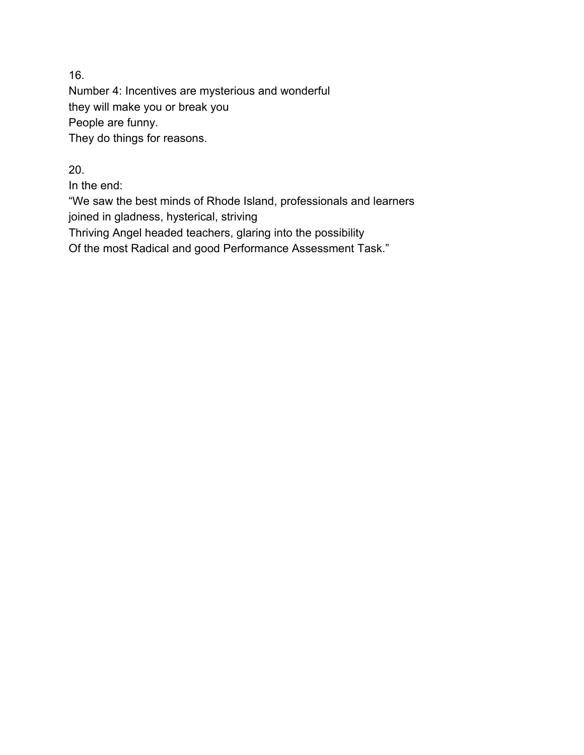16.

Number 4: Incentives are mysterious and wonderful
they will make you or break you
People are funny.
They do things for reasons.

20.

In the end:
"We saw the best minds of Rhode Island, professionals and learners
joined in gladness, hysterical, striving
Thriving Angel headed teachers, glaring into the possibility
Of the most Radical and good Performance Assessment Task."